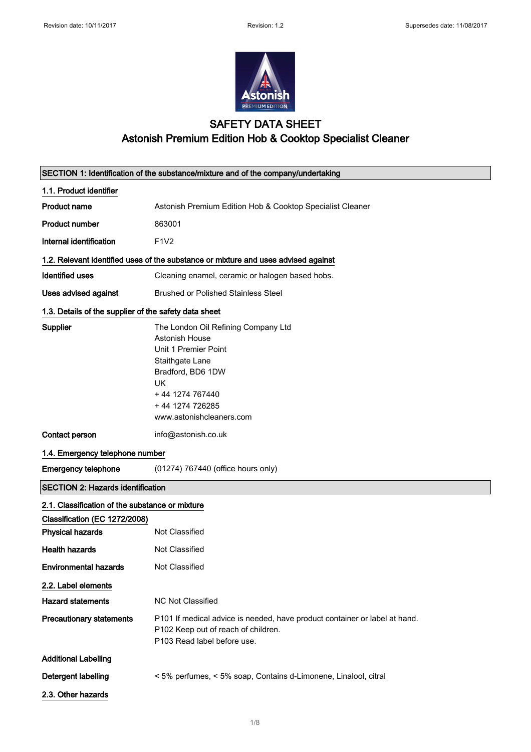# SAFETY DATA SHEET
## Astonish Premium Edition Hob & Cooktop Specialist Cleaner

## SECTION 1: Identification of the substance/mixture and of the company/undertaking

### 1.1. Product identifier

**Product name** Astonish Premium Edition Hob & Cooktop Specialist Cleaner

**Product number** 863001

**Internal identification** F1V2

### 1.2. Relevant identified uses of the substance or mixture and uses advised against

**Identified uses** Cleaning enamel, ceramic or halogen based hobs.

**Uses advised against** Brushed or Polished Stainless Steel

### 1.3. Details of the supplier of the safety data sheet

**Supplier**

The London Oil Refining Company Ltd
Astonish House
Unit 1 Premier Point
Staithgate Lane
Bradford, BD6 1DW
UK
+ 44 1274 767440
+ 44 1274 726285
www.astonishcleaners.com

**Contact person** info@astonish.co.uk

### 1.4. Emergency telephone number

**Emergency telephone** (01274) 767440 (office hours only)

## SECTION 2: Hazards identification

### 2.1. Classification of the substance or mixture

**Classification (EC 1272/2008)**

**Physical hazards** Not Classified

**Health hazards** Not Classified

**Environmental hazards** Not Classified

### 2.2. Label elements

**Hazard statements** NC Not Classified

**Precautionary statements**

P101 If medical advice is needed, have product container or label at hand.
P102 Keep out of reach of children.
P103 Read label before use.

**Additional Labelling**

**Detergent labelling** < 5% perfumes, < 5% soap, Contains d-Limonene, Linalool, citral

### 2.3. Other hazards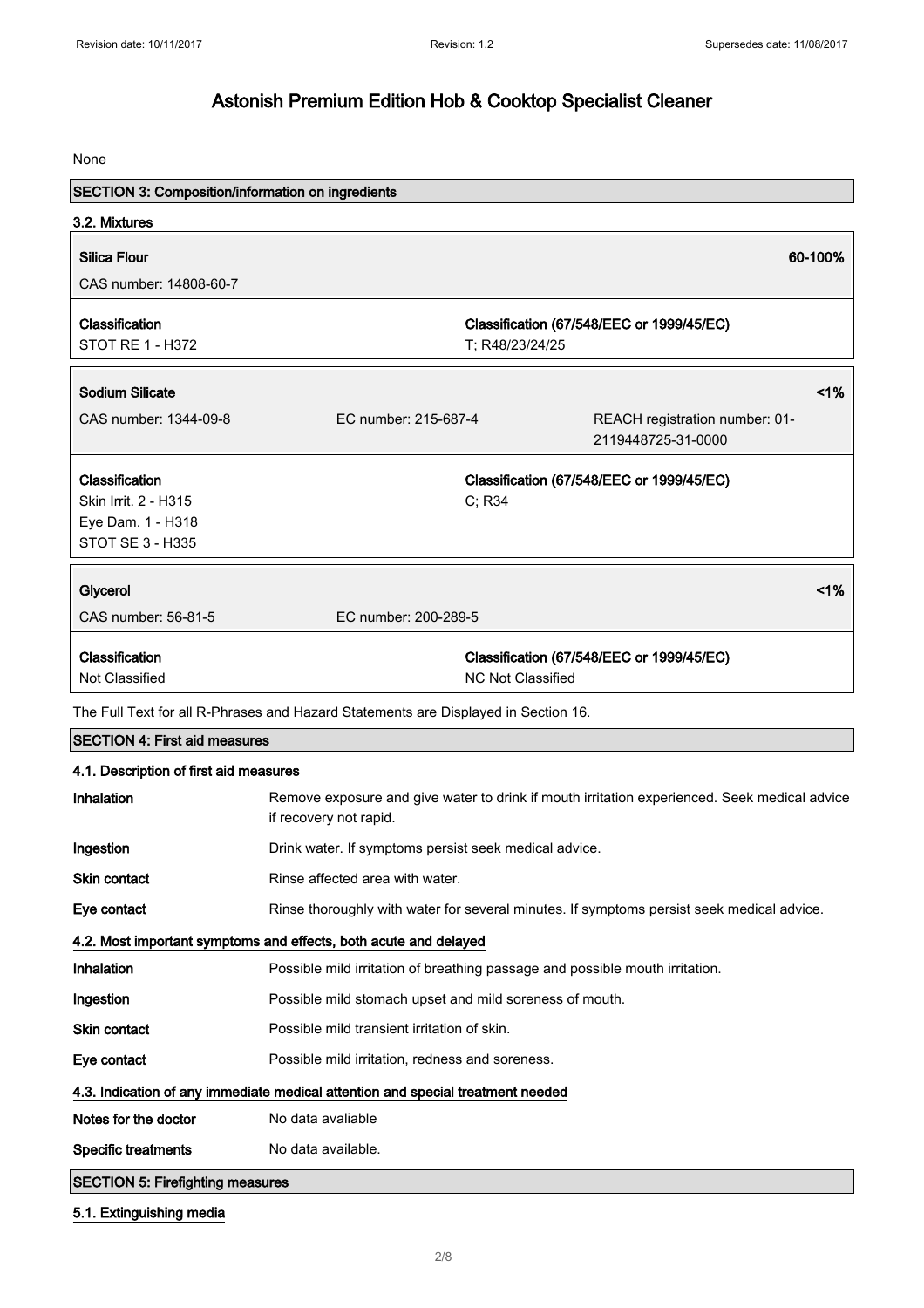None

## SECTION 3: Composition/information on ingredients

### 3.2. Mixtures

| **Silica Flour** | | **60-100%** |
|---|---|---|
| CAS number: 14808-60-7 | | |
| **Classification** | **Classification (67/548/EEC or 1999/45/EC)** | |
| STOT RE 1 - H372 | T; R48/23/24/25 | |

| **Sodium Silicate** | | **<1%** |
|---|---|---|
| CAS number: 1344-09-8 | EC number: 215-687-4 | REACH registration number: 01-2119448725-31-0000 |
| **Classification** | **Classification (67/548/EEC or 1999/45/EC)** | |
| Skin Irrit. 2 - H315<br>Eye Dam. 1 - H318<br>STOT SE 3 - H335 | C; R34 | |

| **Glycerol** | | **<1%** |
|---|---|---|
| CAS number: 56-81-5 | EC number: 200-289-5 | |
| **Classification** | **Classification (67/548/EEC or 1999/45/EC)** | |
| Not Classified | NC Not Classified | |

The Full Text for all R-Phrases and Hazard Statements are Displayed in Section 16.

## SECTION 4: First aid measures

### 4.1. Description of first aid measures

| | |
|---|---|
| **Inhalation** | Remove exposure and give water to drink if mouth irritation experienced. Seek medical advice if recovery not rapid. |
| **Ingestion** | Drink water. If symptoms persist seek medical advice. |
| **Skin contact** | Rinse affected area with water. |
| **Eye contact** | Rinse thoroughly with water for several minutes. If symptoms persist seek medical advice. |

### 4.2. Most important symptoms and effects, both acute and delayed

| | |
|---|---|
| **Inhalation** | Possible mild irritation of breathing passage and possible mouth irritation. |
| **Ingestion** | Possible mild stomach upset and mild soreness of mouth. |
| **Skin contact** | Possible mild transient irritation of skin. |
| **Eye contact** | Possible mild irritation, redness and soreness. |

### 4.3. Indication of any immediate medical attention and special treatment needed

| | |
|---|---|
| **Notes for the doctor** | No data avaliable |
| **Specific treatments** | No data available. |

## SECTION 5: Firefighting measures

### 5.1. Extinguishing media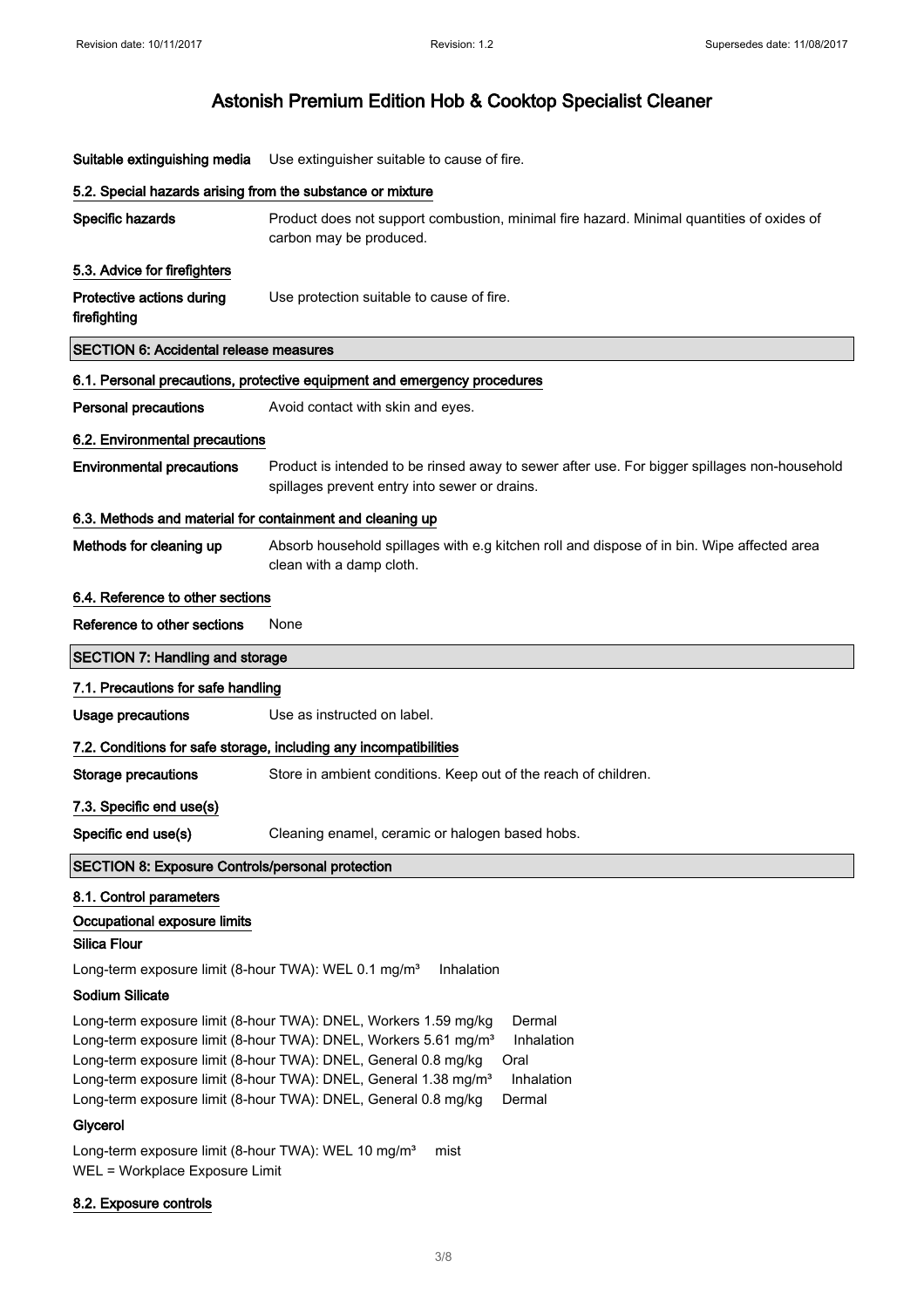# Astonish Premium Edition Hob & Cooktop Specialist Cleaner

**Suitable extinguishing media** Use extinguisher suitable to cause of fire.

### 5.2. Special hazards arising from the substance or mixture

**Specific hazards** Product does not support combustion, minimal fire hazard. Minimal quantities of oxides of carbon may be produced.

### 5.3. Advice for firefighters

**Protective actions during firefighting** Use protection suitable to cause of fire.

## SECTION 6: Accidental release measures

### 6.1. Personal precautions, protective equipment and emergency procedures

**Personal precautions** Avoid contact with skin and eyes.

### 6.2. Environmental precautions

**Environmental precautions** Product is intended to be rinsed away to sewer after use. For bigger spillages non-household spillages prevent entry into sewer or drains.

### 6.3. Methods and material for containment and cleaning up

**Methods for cleaning up** Absorb household spillages with e.g kitchen roll and dispose of in bin. Wipe affected area clean with a damp cloth.

### 6.4. Reference to other sections

**Reference to other sections** None

## SECTION 7: Handling and storage

### 7.1. Precautions for safe handling

**Usage precautions** Use as instructed on label.

### 7.2. Conditions for safe storage, including any incompatibilities

**Storage precautions** Store in ambient conditions. Keep out of the reach of children.

### 7.3. Specific end use(s)

**Specific end use(s)** Cleaning enamel, ceramic or halogen based hobs.

## SECTION 8: Exposure Controls/personal protection

### 8.1. Control parameters

**Occupational exposure limits**

**Silica Flour**

Long-term exposure limit (8-hour TWA): WEL 0.1 mg/m³ Inhalation

**Sodium Silicate**

Long-term exposure limit (8-hour TWA): DNEL, Workers 1.59 mg/kg Dermal
Long-term exposure limit (8-hour TWA): DNEL, Workers 5.61 mg/m³ Inhalation
Long-term exposure limit (8-hour TWA): DNEL, General 0.8 mg/kg Oral
Long-term exposure limit (8-hour TWA): DNEL, General 1.38 mg/m³ Inhalation
Long-term exposure limit (8-hour TWA): DNEL, General 0.8 mg/kg Dermal

**Glycerol**

Long-term exposure limit (8-hour TWA): WEL 10 mg/m³ mist
WEL = Workplace Exposure Limit

### 8.2. Exposure controls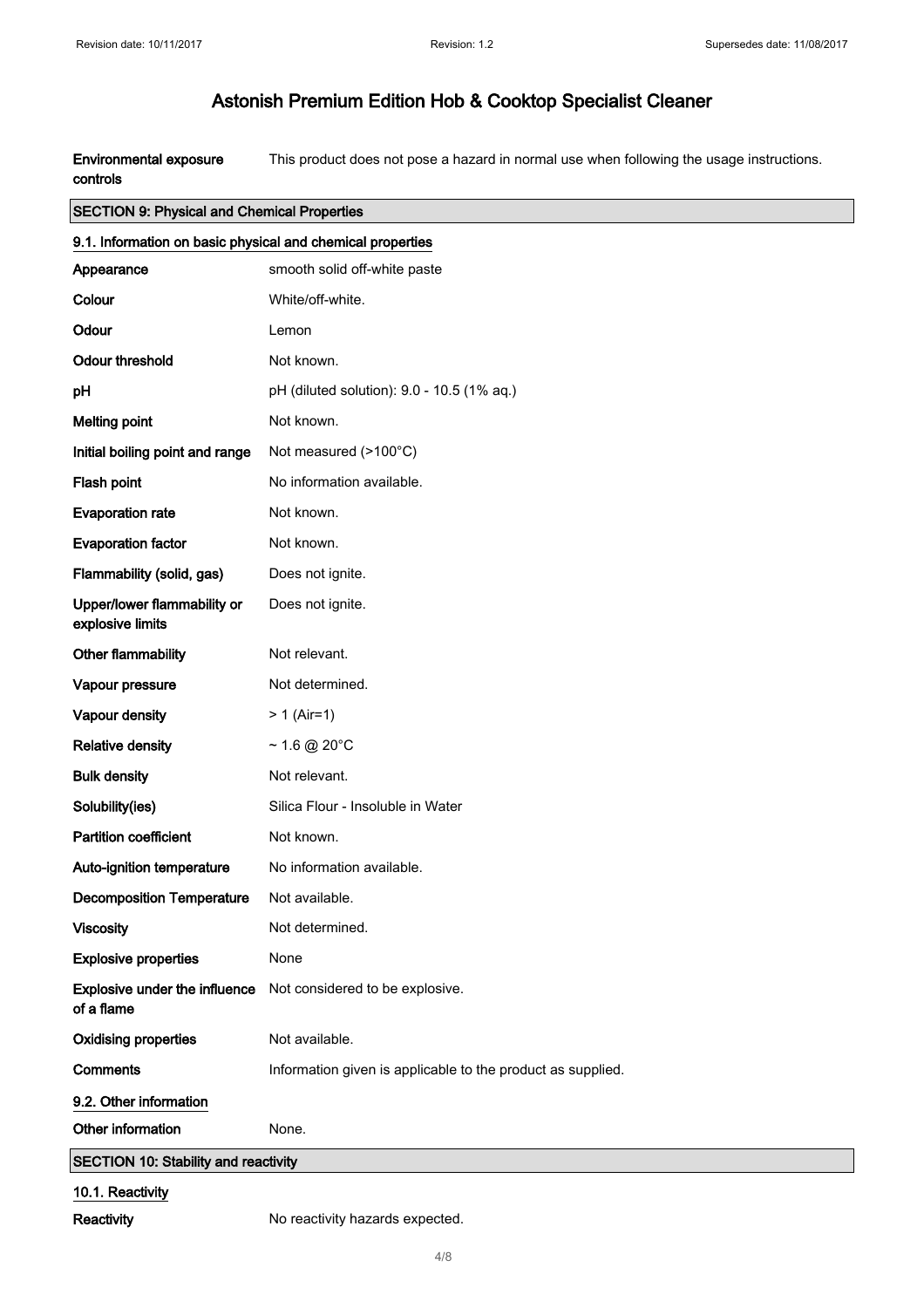# Astonish Premium Edition Hob & Cooktop Specialist Cleaner

| | |
|---|---|
| **Environmental exposure controls** | This product does not pose a hazard in normal use when following the usage instructions. |

## SECTION 9: Physical and Chemical Properties

### 9.1. Information on basic physical and chemical properties

| | |
|---|---|
| **Appearance** | smooth solid off-white paste |
| **Colour** | White/off-white. |
| **Odour** | Lemon |
| **Odour threshold** | Not known. |
| **pH** | pH (diluted solution): 9.0 - 10.5 (1% aq.) |
| **Melting point** | Not known. |
| **Initial boiling point and range** | Not measured (>100°C) |
| **Flash point** | No information available. |
| **Evaporation rate** | Not known. |
| **Evaporation factor** | Not known. |
| **Flammability (solid, gas)** | Does not ignite. |
| **Upper/lower flammability or explosive limits** | Does not ignite. |
| **Other flammability** | Not relevant. |
| **Vapour pressure** | Not determined. |
| **Vapour density** | > 1 (Air=1) |
| **Relative density** | ~ 1.6 @ 20°C |
| **Bulk density** | Not relevant. |
| **Solubility(ies)** | Silica Flour - Insoluble in Water |
| **Partition coefficient** | Not known. |
| **Auto-ignition temperature** | No information available. |
| **Decomposition Temperature** | Not available. |
| **Viscosity** | Not determined. |
| **Explosive properties** | None |
| **Explosive under the influence of a flame** | Not considered to be explosive. |
| **Oxidising properties** | Not available. |
| **Comments** | Information given is applicable to the product as supplied. |

### 9.2. Other information

| | |
|---|---|
| **Other information** | None. |

## SECTION 10: Stability and reactivity

### 10.1. Reactivity

| | |
|---|---|
| **Reactivity** | No reactivity hazards expected. |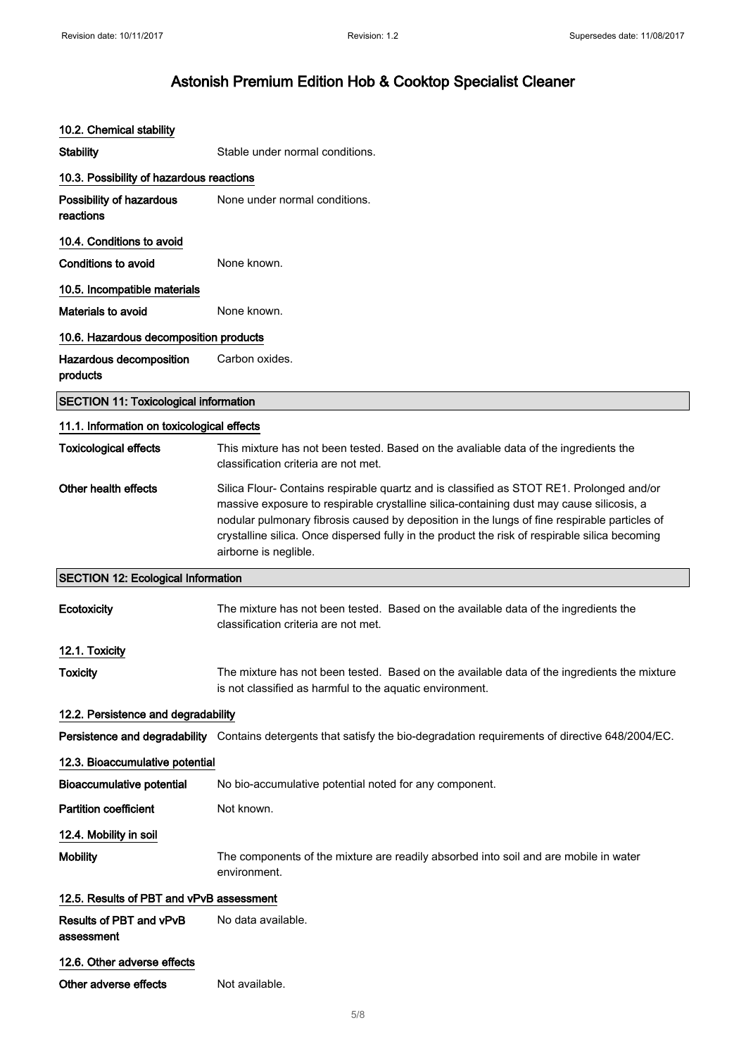# Astonish Premium Edition Hob & Cooktop Specialist Cleaner

### 10.2. Chemical stability

**Stability** Stable under normal conditions.

### 10.3. Possibility of hazardous reactions

**Possibility of hazardous reactions** None under normal conditions.

### 10.4. Conditions to avoid

**Conditions to avoid** None known.

### 10.5. Incompatible materials

**Materials to avoid** None known.

### 10.6. Hazardous decomposition products

**Hazardous decomposition products** Carbon oxides.

## SECTION 11: Toxicological information

### 11.1. Information on toxicological effects

**Toxicological effects** This mixture has not been tested. Based on the avaliable data of the ingredients the classification criteria are not met.

**Other health effects** Silica Flour- Contains respirable quartz and is classified as STOT RE1. Prolonged and/or massive exposure to respirable crystalline silica-containing dust may cause silicosis, a nodular pulmonary fibrosis caused by deposition in the lungs of fine respirable particles of crystalline silica. Once dispersed fully in the product the risk of respirable silica becoming airborne is neglible.

## SECTION 12: Ecological Information

**Ecotoxicity** The mixture has not been tested. Based on the available data of the ingredients the classification criteria are not met.

### 12.1. Toxicity

**Toxicity** The mixture has not been tested. Based on the available data of the ingredients the mixture is not classified as harmful to the aquatic environment.

### 12.2. Persistence and degradability

**Persistence and degradability** Contains detergents that satisfy the bio-degradation requirements of directive 648/2004/EC.

### 12.3. Bioaccumulative potential

**Bioaccumulative potential** No bio-accumulative potential noted for any component.

**Partition coefficient** Not known.

### 12.4. Mobility in soil

**Mobility** The components of the mixture are readily absorbed into soil and are mobile in water environment.

### 12.5. Results of PBT and vPvB assessment

**Results of PBT and vPvB assessment** No data available.

### 12.6. Other adverse effects

**Other adverse effects** Not available.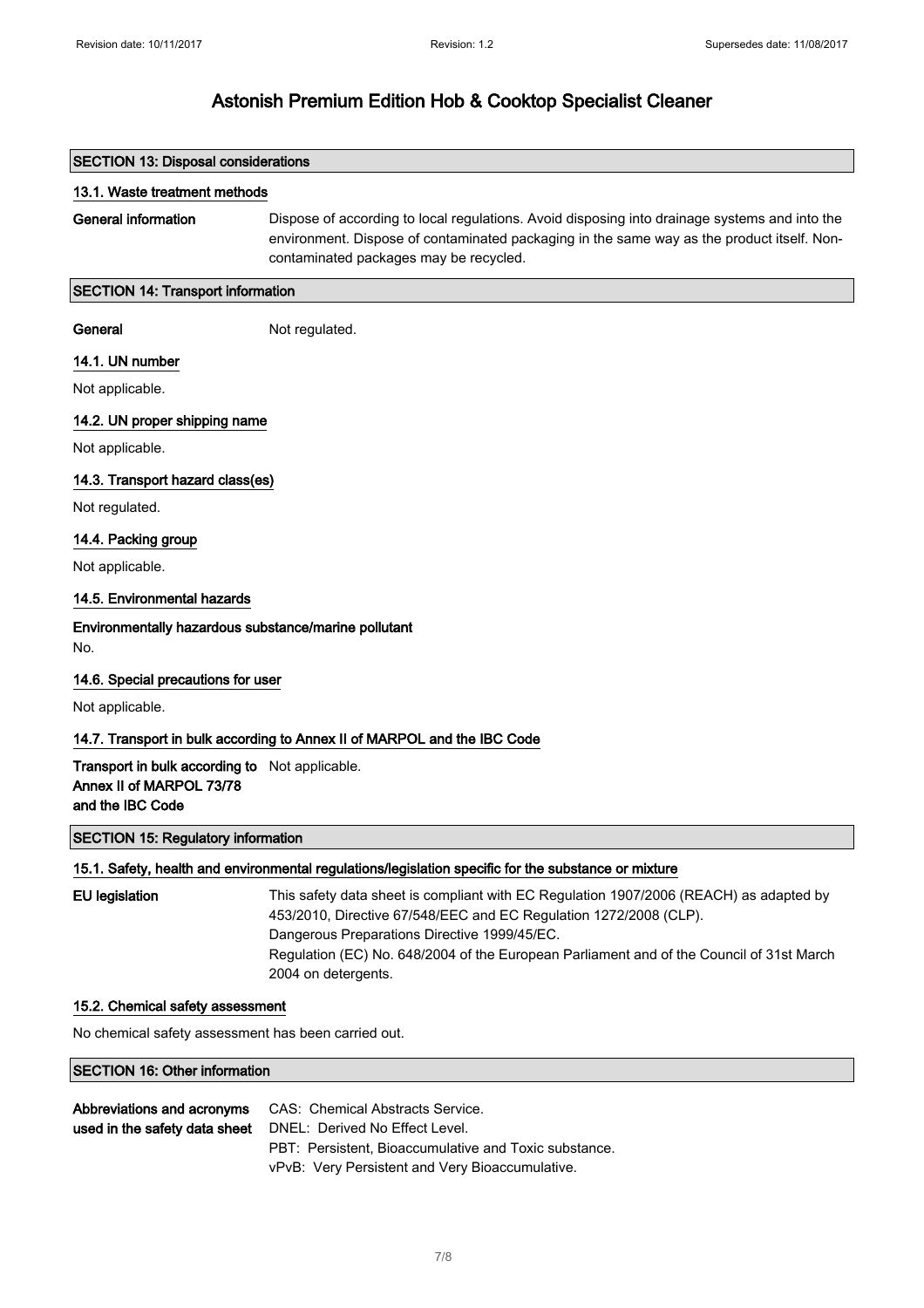# Astonish Premium Edition Hob & Cooktop Specialist Cleaner

## SECTION 13: Disposal considerations

### 13.1. Waste treatment methods

**General information** Dispose of according to local regulations. Avoid disposing into drainage systems and into the environment. Dispose of contaminated packaging in the same way as the product itself. Non-contaminated packages may be recycled.

## SECTION 14: Transport information

**General** Not regulated.

### 14.1. UN number

Not applicable.

### 14.2. UN proper shipping name

Not applicable.

### 14.3. Transport hazard class(es)

Not regulated.

### 14.4. Packing group

Not applicable.

### 14.5. Environmental hazards

**Environmentally hazardous substance/marine pollutant**

No.

### 14.6. Special precautions for user

Not applicable.

### 14.7. Transport in bulk according to Annex II of MARPOL and the IBC Code

**Transport in bulk according to Annex II of MARPOL 73/78 and the IBC Code** Not applicable.

## SECTION 15: Regulatory information

### 15.1. Safety, health and environmental regulations/legislation specific for the substance or mixture

**EU legislation** This safety data sheet is compliant with EC Regulation 1907/2006 (REACH) as adapted by 453/2010, Directive 67/548/EEC and EC Regulation 1272/2008 (CLP).
Dangerous Preparations Directive 1999/45/EC.
Regulation (EC) No. 648/2004 of the European Parliament and of the Council of 31st March 2004 on detergents.

### 15.2. Chemical safety assessment

No chemical safety assessment has been carried out.

## SECTION 16: Other information

**Abbreviations and acronyms used in the safety data sheet**

CAS: Chemical Abstracts Service.
DNEL: Derived No Effect Level.
PBT: Persistent, Bioaccumulative and Toxic substance.
vPvB: Very Persistent and Very Bioaccumulative.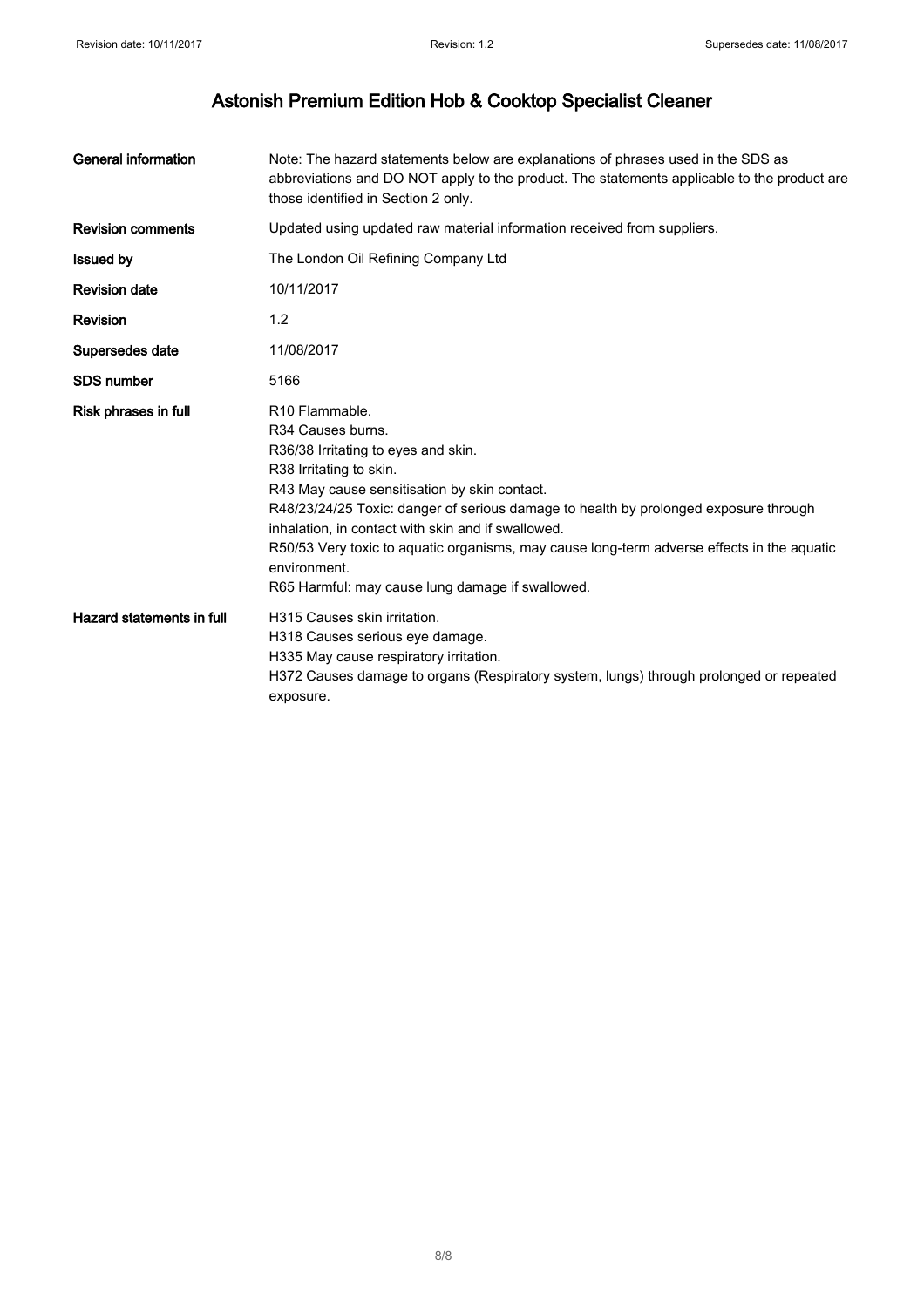# Astonish Premium Edition Hob & Cooktop Specialist Cleaner

| | |
|---|---|
| **General information** | Note: The hazard statements below are explanations of phrases used in the SDS as abbreviations and DO NOT apply to the product. The statements applicable to the product are those identified in Section 2 only. |
| **Revision comments** | Updated using updated raw material information received from suppliers. |
| **Issued by** | The London Oil Refining Company Ltd |
| **Revision date** | 10/11/2017 |
| **Revision** | 1.2 |
| **Supersedes date** | 11/08/2017 |
| **SDS number** | 5166 |
| **Risk phrases in full** | R10 Flammable.<br>R34 Causes burns.<br>R36/38 Irritating to eyes and skin.<br>R38 Irritating to skin.<br>R43 May cause sensitisation by skin contact.<br>R48/23/24/25 Toxic: danger of serious damage to health by prolonged exposure through inhalation, in contact with skin and if swallowed.<br>R50/53 Very toxic to aquatic organisms, may cause long-term adverse effects in the aquatic environment.<br>R65 Harmful: may cause lung damage if swallowed. |
| **Hazard statements in full** | H315 Causes skin irritation.<br>H318 Causes serious eye damage.<br>H335 May cause respiratory irritation.<br>H372 Causes damage to organs (Respiratory system, lungs) through prolonged or repeated exposure. |